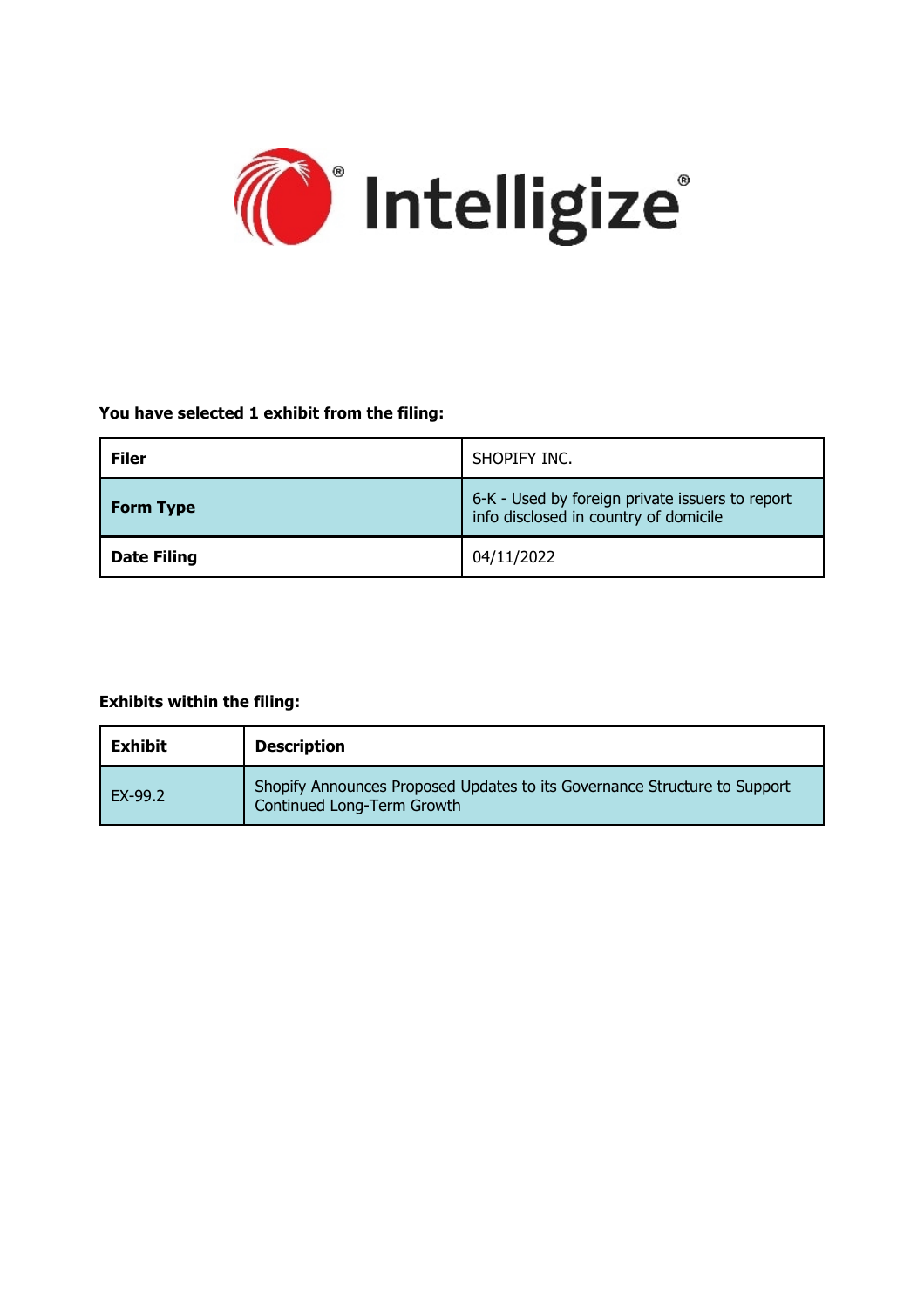Intelligize®

**You have selected 1 exhibit from the filing:**

| **Filer** | SHOPIFY INC. |
| --- | --- |
| **Form Type** | 6-K - Used by foreign private issuers to report info disclosed in country of domicile |
| **Date Filing** | 04/11/2022 |

**Exhibits within the filing:**

| **Exhibit** | **Description** |
| --- | --- |
| EX-99.2 | Shopify Announces Proposed Updates to its Governance Structure to Support Continued Long-Term Growth |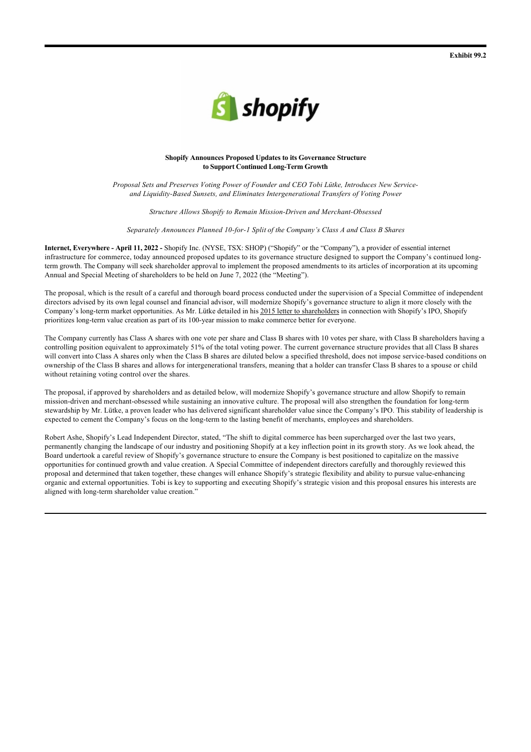Exhibit 99.2

**Shopify Announces Proposed Updates to its Governance Structure to Support Continued Long-Term Growth**

*Proposal Sets and Preserves Voting Power of Founder and CEO Tobi Lütke, Introduces New Service- and Liquidity-Based Sunsets, and Eliminates Intergenerational Transfers of Voting Power*

*Structure Allows Shopify to Remain Mission-Driven and Merchant-Obsessed*

*Separately Announces Planned 10-for-1 Split of the Company's Class A and Class B Shares*

**Internet, Everywhere - April 11, 2022 -** Shopify Inc. (NYSE, TSX: SHOP) ("Shopify" or the "Company"), a provider of essential internet infrastructure for commerce, today announced proposed updates to its governance structure designed to support the Company's continued long-term growth. The Company will seek shareholder approval to implement the proposed amendments to its articles of incorporation at its upcoming Annual and Special Meeting of shareholders to be held on June 7, 2022 (the "Meeting").

The proposal, which is the result of a careful and thorough board process conducted under the supervision of a Special Committee of independent directors advised by its own legal counsel and financial advisor, will modernize Shopify's governance structure to align it more closely with the Company's long-term market opportunities. As Mr. Lütke detailed in his 2015 letter to shareholders in connection with Shopify's IPO, Shopify prioritizes long-term value creation as part of its 100-year mission to make commerce better for everyone.

The Company currently has Class A shares with one vote per share and Class B shares with 10 votes per share, with Class B shareholders having a controlling position equivalent to approximately 51% of the total voting power. The current governance structure provides that all Class B shares will convert into Class A shares only when the Class B shares are diluted below a specified threshold, does not impose service-based conditions on ownership of the Class B shares and allows for intergenerational transfers, meaning that a holder can transfer Class B shares to a spouse or child without retaining voting control over the shares.

The proposal, if approved by shareholders and as detailed below, will modernize Shopify's governance structure and allow Shopify to remain mission-driven and merchant-obsessed while sustaining an innovative culture. The proposal will also strengthen the foundation for long-term stewardship by Mr. Lütke, a proven leader who has delivered significant shareholder value since the Company's IPO. This stability of leadership is expected to cement the Company's focus on the long-term to the lasting benefit of merchants, employees and shareholders.

Robert Ashe, Shopify's Lead Independent Director, stated, "The shift to digital commerce has been supercharged over the last two years, permanently changing the landscape of our industry and positioning Shopify at a key inflection point in its growth story. As we look ahead, the Board undertook a careful review of Shopify's governance structure to ensure the Company is best positioned to capitalize on the massive opportunities for continued growth and value creation. A Special Committee of independent directors carefully and thoroughly reviewed this proposal and determined that taken together, these changes will enhance Shopify's strategic flexibility and ability to pursue value-enhancing organic and external opportunities. Tobi is key to supporting and executing Shopify's strategic vision and this proposal ensures his interests are aligned with long-term shareholder value creation."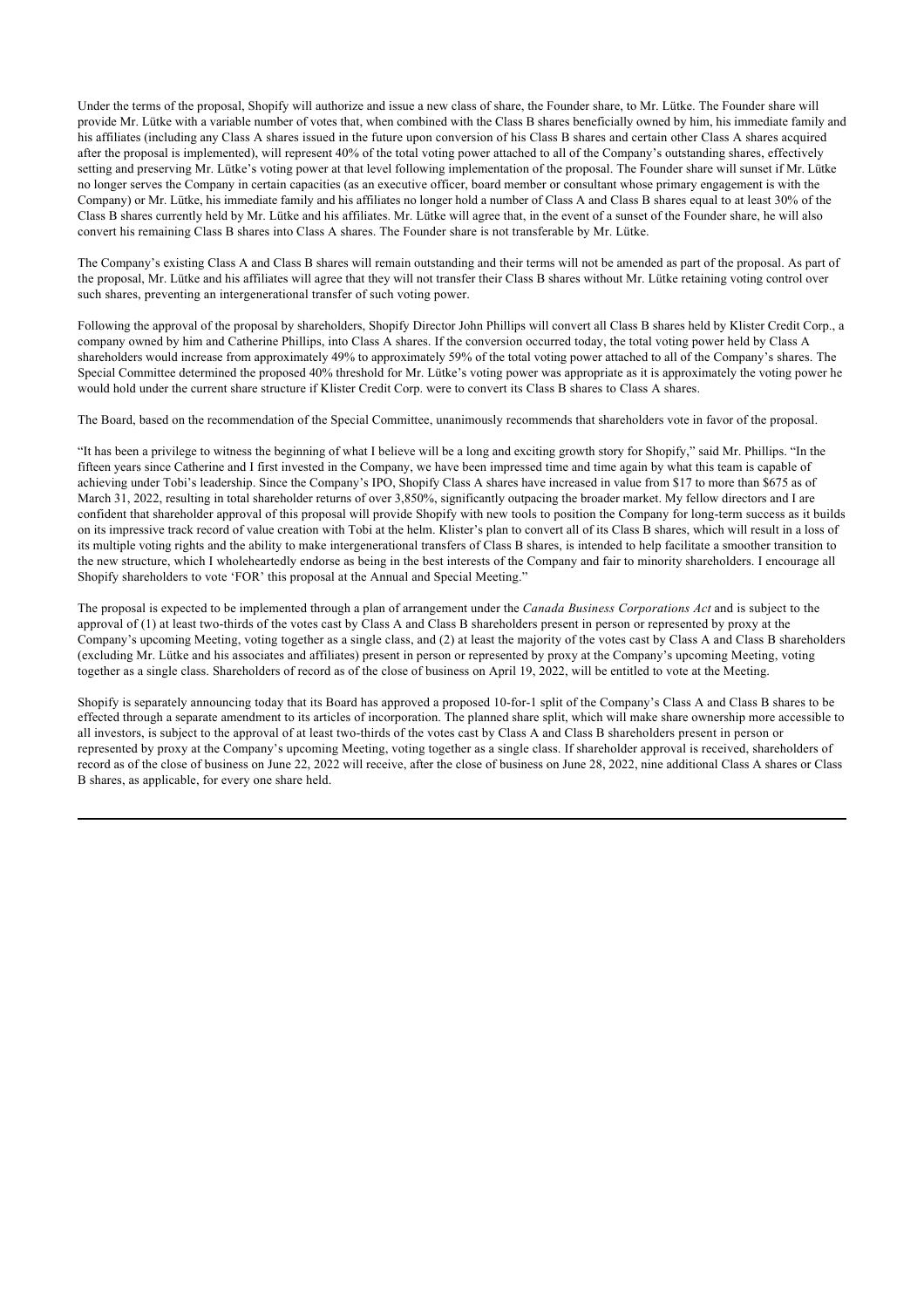Under the terms of the proposal, Shopify will authorize and issue a new class of share, the Founder share, to Mr. Lütke. The Founder share will provide Mr. Lütke with a variable number of votes that, when combined with the Class B shares beneficially owned by him, his immediate family and his affiliates (including any Class A shares issued in the future upon conversion of his Class B shares and certain other Class A shares acquired after the proposal is implemented), will represent 40% of the total voting power attached to all of the Company's outstanding shares, effectively setting and preserving Mr. Lütke's voting power at that level following implementation of the proposal. The Founder share will sunset if Mr. Lütke no longer serves the Company in certain capacities (as an executive officer, board member or consultant whose primary engagement is with the Company) or Mr. Lütke, his immediate family and his affiliates no longer hold a number of Class A and Class B shares equal to at least 30% of the Class B shares currently held by Mr. Lütke and his affiliates. Mr. Lütke will agree that, in the event of a sunset of the Founder share, he will also convert his remaining Class B shares into Class A shares. The Founder share is not transferable by Mr. Lütke.

The Company's existing Class A and Class B shares will remain outstanding and their terms will not be amended as part of the proposal. As part of the proposal, Mr. Lütke and his affiliates will agree that they will not transfer their Class B shares without Mr. Lütke retaining voting control over such shares, preventing an intergenerational transfer of such voting power.

Following the approval of the proposal by shareholders, Shopify Director John Phillips will convert all Class B shares held by Klister Credit Corp., a company owned by him and Catherine Phillips, into Class A shares. If the conversion occurred today, the total voting power held by Class A shareholders would increase from approximately 49% to approximately 59% of the total voting power attached to all of the Company's shares. The Special Committee determined the proposed 40% threshold for Mr. Lütke's voting power was appropriate as it is approximately the voting power he would hold under the current share structure if Klister Credit Corp. were to convert its Class B shares to Class A shares.

The Board, based on the recommendation of the Special Committee, unanimously recommends that shareholders vote in favor of the proposal.

"It has been a privilege to witness the beginning of what I believe will be a long and exciting growth story for Shopify," said Mr. Phillips. "In the fifteen years since Catherine and I first invested in the Company, we have been impressed time and time again by what this team is capable of achieving under Tobi's leadership. Since the Company's IPO, Shopify Class A shares have increased in value from $17 to more than $675 as of March 31, 2022, resulting in total shareholder returns of over 3,850%, significantly outpacing the broader market. My fellow directors and I are confident that shareholder approval of this proposal will provide Shopify with new tools to position the Company for long-term success as it builds on its impressive track record of value creation with Tobi at the helm. Klister's plan to convert all of its Class B shares, which will result in a loss of its multiple voting rights and the ability to make intergenerational transfers of Class B shares, is intended to help facilitate a smoother transition to the new structure, which I wholeheartedly endorse as being in the best interests of the Company and fair to minority shareholders. I encourage all Shopify shareholders to vote 'FOR' this proposal at the Annual and Special Meeting."

The proposal is expected to be implemented through a plan of arrangement under the *Canada Business Corporations Act* and is subject to the approval of (1) at least two-thirds of the votes cast by Class A and Class B shareholders present in person or represented by proxy at the Company's upcoming Meeting, voting together as a single class, and (2) at least the majority of the votes cast by Class A and Class B shareholders (excluding Mr. Lütke and his associates and affiliates) present in person or represented by proxy at the Company's upcoming Meeting, voting together as a single class. Shareholders of record as of the close of business on April 19, 2022, will be entitled to vote at the Meeting.

Shopify is separately announcing today that its Board has approved a proposed 10-for-1 split of the Company's Class A and Class B shares to be effected through a separate amendment to its articles of incorporation. The planned share split, which will make share ownership more accessible to all investors, is subject to the approval of at least two-thirds of the votes cast by Class A and Class B shareholders present in person or represented by proxy at the Company's upcoming Meeting, voting together as a single class. If shareholder approval is received, shareholders of record as of the close of business on June 22, 2022 will receive, after the close of business on June 28, 2022, nine additional Class A shares or Class B shares, as applicable, for every one share held.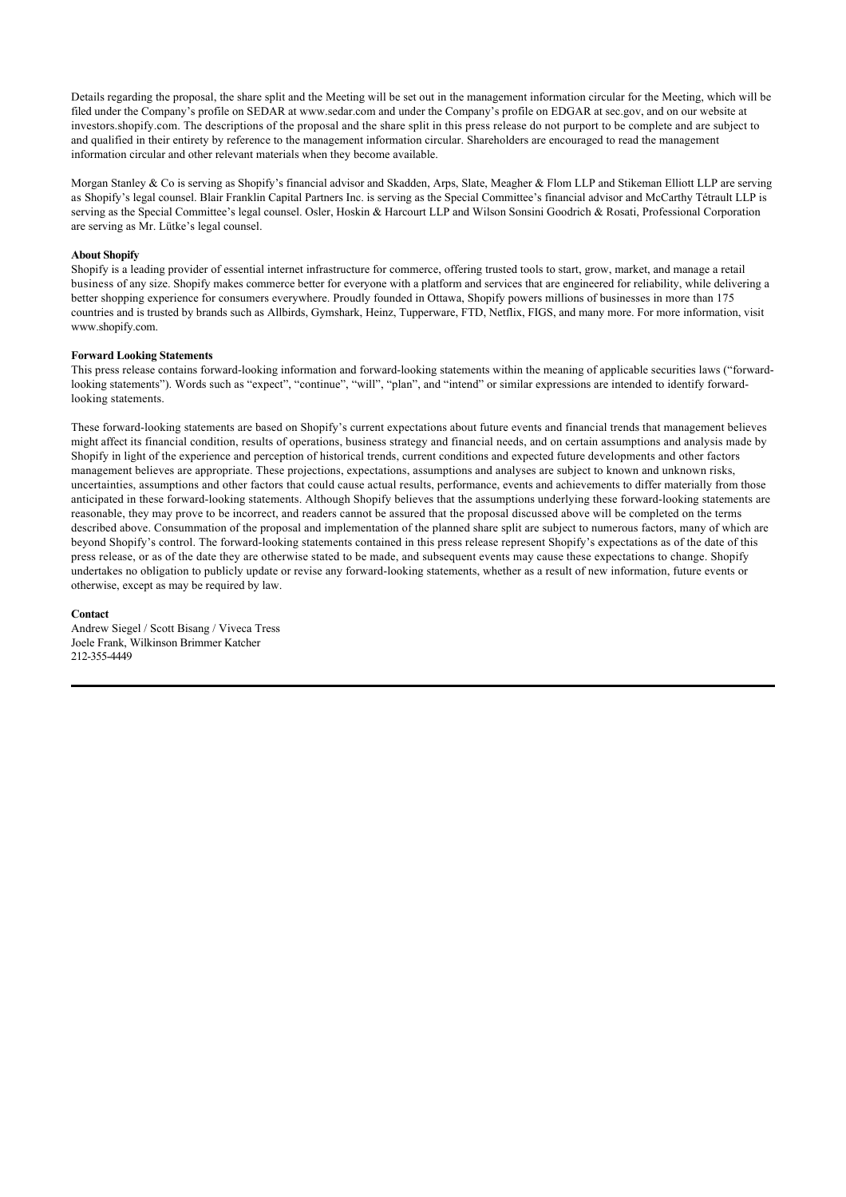Details regarding the proposal, the share split and the Meeting will be set out in the management information circular for the Meeting, which will be filed under the Company's profile on SEDAR at www.sedar.com and under the Company's profile on EDGAR at sec.gov, and on our website at investors.shopify.com. The descriptions of the proposal and the share split in this press release do not purport to be complete and are subject to and qualified in their entirety by reference to the management information circular. Shareholders are encouraged to read the management information circular and other relevant materials when they become available.

Morgan Stanley & Co is serving as Shopify's financial advisor and Skadden, Arps, Slate, Meagher & Flom LLP and Stikeman Elliott LLP are serving as Shopify's legal counsel. Blair Franklin Capital Partners Inc. is serving as the Special Committee's financial advisor and McCarthy Tétrault LLP is serving as the Special Committee's legal counsel. Osler, Hoskin & Harcourt LLP and Wilson Sonsini Goodrich & Rosati, Professional Corporation are serving as Mr. Lütke's legal counsel.

**About Shopify**

Shopify is a leading provider of essential internet infrastructure for commerce, offering trusted tools to start, grow, market, and manage a retail business of any size. Shopify makes commerce better for everyone with a platform and services that are engineered for reliability, while delivering a better shopping experience for consumers everywhere. Proudly founded in Ottawa, Shopify powers millions of businesses in more than 175 countries and is trusted by brands such as Allbirds, Gymshark, Heinz, Tupperware, FTD, Netflix, FIGS, and many more. For more information, visit www.shopify.com.

**Forward Looking Statements**

This press release contains forward-looking information and forward-looking statements within the meaning of applicable securities laws ("forward-looking statements"). Words such as "expect", "continue", "will", "plan", and "intend" or similar expressions are intended to identify forward-looking statements.

These forward-looking statements are based on Shopify's current expectations about future events and financial trends that management believes might affect its financial condition, results of operations, business strategy and financial needs, and on certain assumptions and analysis made by Shopify in light of the experience and perception of historical trends, current conditions and expected future developments and other factors management believes are appropriate. These projections, expectations, assumptions and analyses are subject to known and unknown risks, uncertainties, assumptions and other factors that could cause actual results, performance, events and achievements to differ materially from those anticipated in these forward-looking statements. Although Shopify believes that the assumptions underlying these forward-looking statements are reasonable, they may prove to be incorrect, and readers cannot be assured that the proposal discussed above will be completed on the terms described above. Consummation of the proposal and implementation of the planned share split are subject to numerous factors, many of which are beyond Shopify's control. The forward-looking statements contained in this press release represent Shopify's expectations as of the date of this press release, or as of the date they are otherwise stated to be made, and subsequent events may cause these expectations to change. Shopify undertakes no obligation to publicly update or revise any forward-looking statements, whether as a result of new information, future events or otherwise, except as may be required by law.

**Contact**

Andrew Siegel / Scott Bisang / Viveca Tress
Joele Frank, Wilkinson Brimmer Katcher
212-355-4449